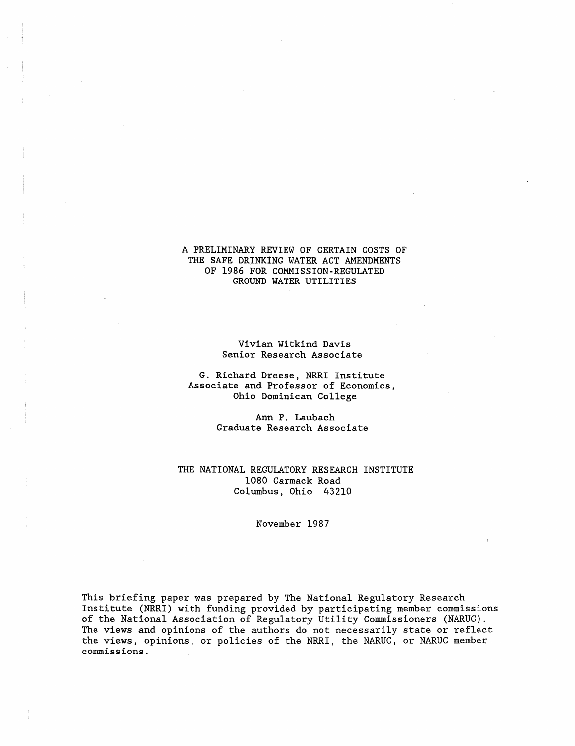# A PRELIMINARY REVIEW OF CERTAIN COSTS OF THE SAFE DRINKING WATER ACT AMENDMENTS OF 1986 FOR COMMISSION-REGULATED GROUND WATER UTILITIES

Vivian Witkind Davis
Senior Research Associate

G. Richard Dreese, NRRI Institute
Associate and Professor of Economics,
Ohio Dominican College

Ann P. Laubach
Graduate Research Associate

THE NATIONAL REGULATORY RESEARCH INSTITUTE
1080 Carmack Road
Columbus, Ohio 43210

November 1987

This briefing paper was prepared by The National Regulatory Research Institute (NRRI) with funding provided by participating member commissions of the National Association of Regulatory Utility Commissioners (NARUC). The views and opinions of the authors do not necessarily state or reflect the views, opinions, or policies of the NRRI, the NARUC, or NARUC member commissions.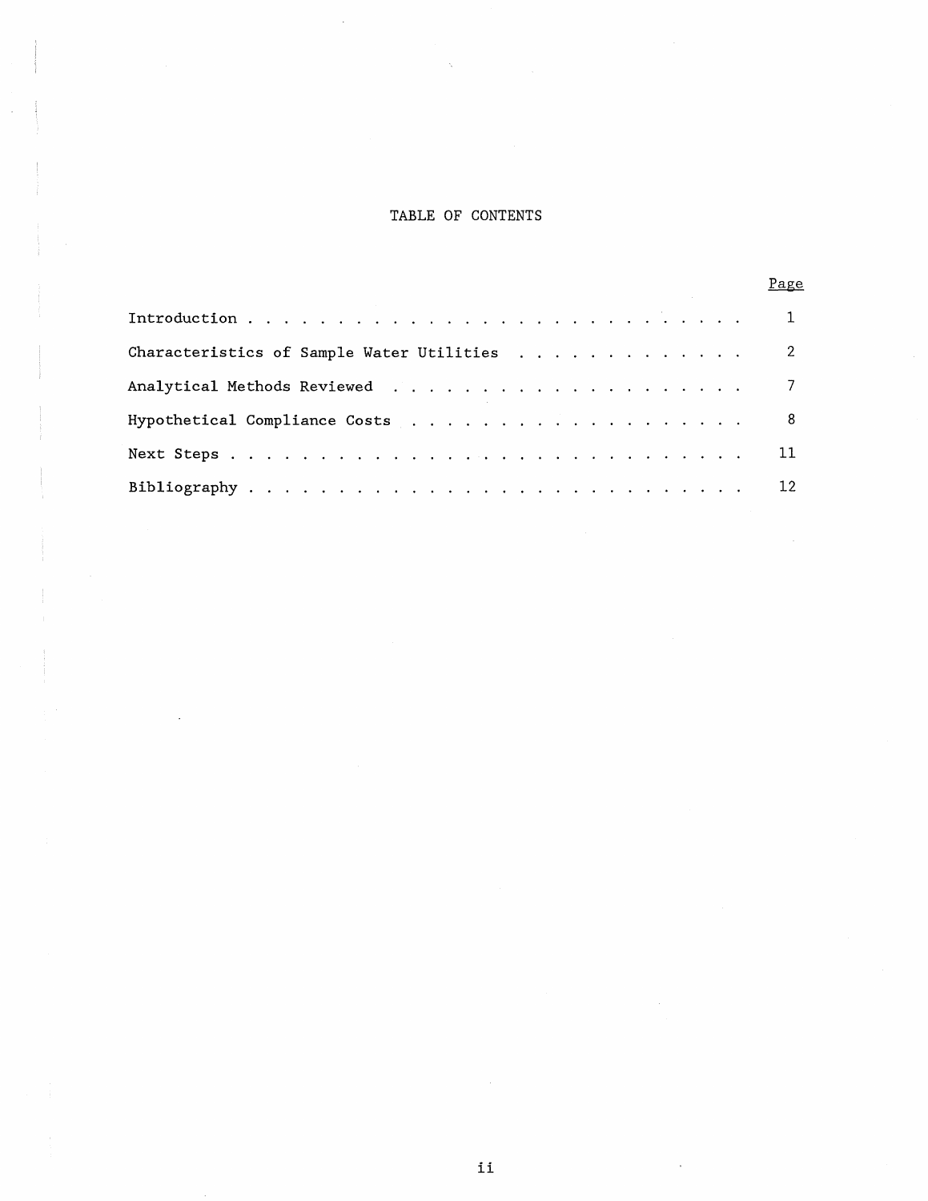# TABLE OF CONTENTS

| | Page |
|---|---|
| Introduction | 1 |
| Characteristics of Sample Water Utilities | 2 |
| Analytical Methods Reviewed | 7 |
| Hypothetical Compliance Costs | 8 |
| Next Steps | 11 |
| Bibliography | 12 |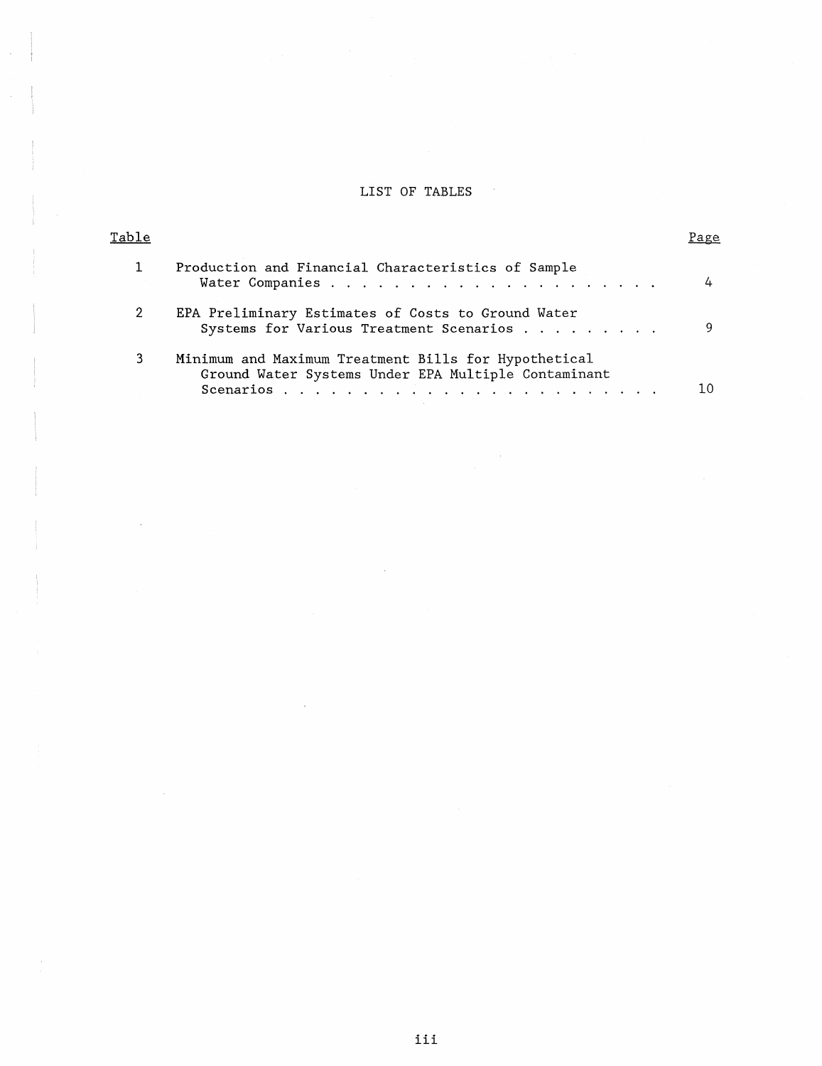# LIST OF TABLES

| Table | | Page |
|---|---|---|
| 1 | Production and Financial Characteristics of Sample Water Companies | 4 |
| 2 | EPA Preliminary Estimates of Costs to Ground Water Systems for Various Treatment Scenarios | 9 |
| 3 | Minimum and Maximum Treatment Bills for Hypothetical Ground Water Systems Under EPA Multiple Contaminant Scenarios | 10 |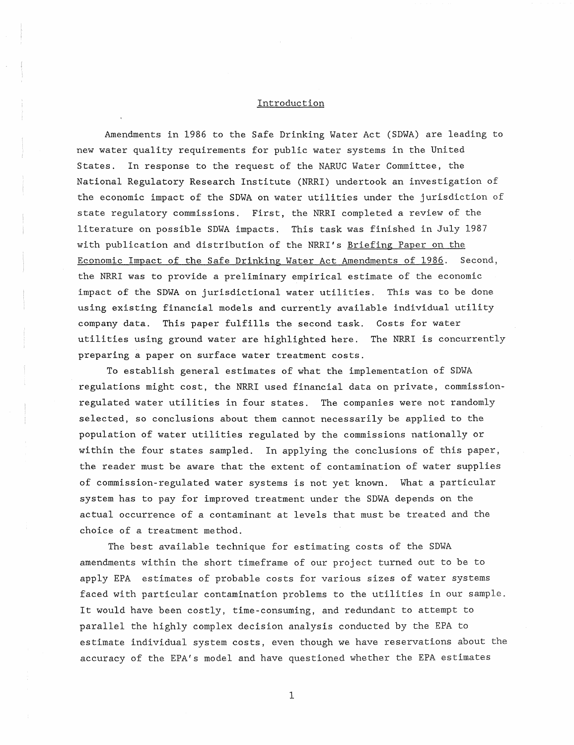## Introduction

Amendments in 1986 to the Safe Drinking Water Act (SDWA) are leading to new water quality requirements for public water systems in the United States. In response to the request of the NARUC Water Committee, the National Regulatory Research Institute (NRRI) undertook an investigation of the economic impact of the SDWA on water utilities under the jurisdiction of state regulatory commissions. First, the NRRI completed a review of the literature on possible SDWA impacts. This task was finished in July 1987 with publication and distribution of the NRRI's Briefing Paper on the Economic Impact of the Safe Drinking Water Act Amendments of 1986. Second, the NRRI was to provide a preliminary empirical estimate of the economic impact of the SDWA on jurisdictional water utilities. This was to be done using existing financial models and currently available individual utility company data. This paper fulfills the second task. Costs for water utilities using ground water are highlighted here. The NRRI is concurrently preparing a paper on surface water treatment costs.

To establish general estimates of what the implementation of SDWA regulations might cost, the NRRI used financial data on private, commission-regulated water utilities in four states. The companies were not randomly selected, so conclusions about them cannot necessarily be applied to the population of water utilities regulated by the commissions nationally or within the four states sampled. In applying the conclusions of this paper, the reader must be aware that the extent of contamination of water supplies of commission-regulated water systems is not yet known. What a particular system has to pay for improved treatment under the SDWA depends on the actual occurrence of a contaminant at levels that must be treated and the choice of a treatment method.

The best available technique for estimating costs of the SDWA amendments within the short timeframe of our project turned out to be to apply EPA estimates of probable costs for various sizes of water systems faced with particular contamination problems to the utilities in our sample. It would have been costly, time-consuming, and redundant to attempt to parallel the highly complex decision analysis conducted by the EPA to estimate individual system costs, even though we have reservations about the accuracy of the EPA's model and have questioned whether the EPA estimates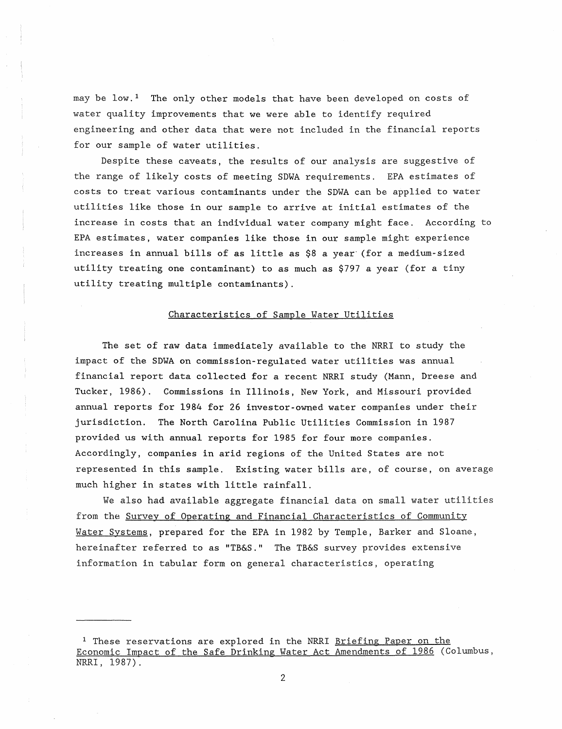may be low.[1] The only other models that have been developed on costs of water quality improvements that we were able to identify required engineering and other data that were not included in the financial reports for our sample of water utilities.

Despite these caveats, the results of our analysis are suggestive of the range of likely costs of meeting SDWA requirements. EPA estimates of costs to treat various contaminants under the SDWA can be applied to water utilities like those in our sample to arrive at initial estimates of the increase in costs that an individual water company might face. According to EPA estimates, water companies like those in our sample might experience increases in annual bills of as little as $8 a year (for a medium-sized utility treating one contaminant) to as much as $797 a year (for a tiny utility treating multiple contaminants).

## Characteristics of Sample Water Utilities

The set of raw data immediately available to the NRRI to study the impact of the SDWA on commission-regulated water utilities was annual financial report data collected for a recent NRRI study (Mann, Dreese and Tucker, 1986). Commissions in Illinois, New York, and Missouri provided annual reports for 1984 for 26 investor-owned water companies under their jurisdiction. The North Carolina Public Utilities Commission in 1987 provided us with annual reports for 1985 for four more companies. Accordingly, companies in arid regions of the United States are not represented in this sample. Existing water bills are, of course, on average much higher in states with little rainfall.

We also had available aggregate financial data on small water utilities from the Survey of Operating and Financial Characteristics of Community Water Systems, prepared for the EPA in 1982 by Temple, Barker and Sloane, hereinafter referred to as "TB&S." The TB&S survey provides extensive information in tabular form on general characteristics, operating

---

[1] These reservations are explored in the NRRI Briefing Paper on the Economic Impact of the Safe Drinking Water Act Amendments of 1986 (Columbus, NRRI, 1987).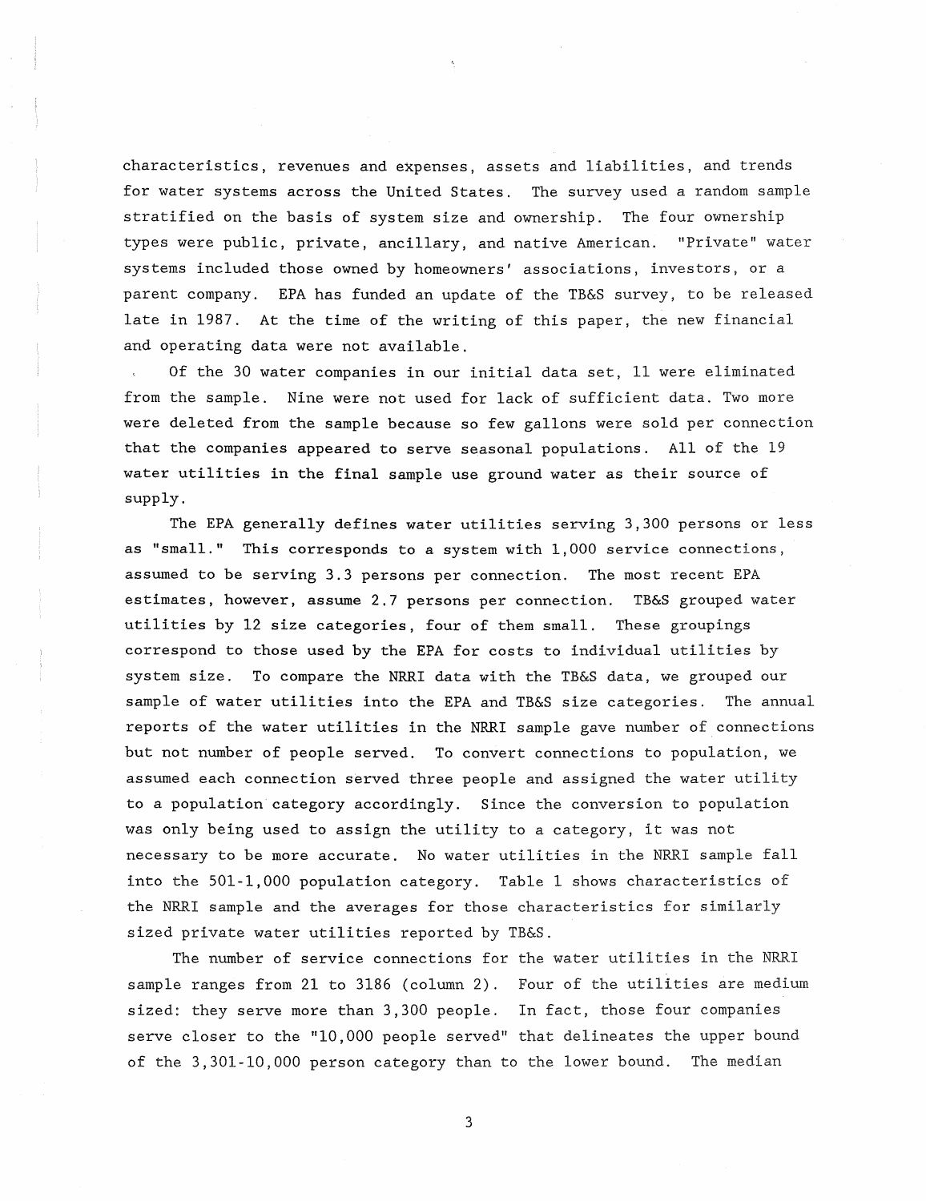characteristics, revenues and expenses, assets and liabilities, and trends for water systems across the United States. The survey used a random sample stratified on the basis of system size and ownership. The four ownership types were public, private, ancillary, and native American. "Private" water systems included those owned by homeowners' associations, investors, or a parent company. EPA has funded an update of the TB&S survey, to be released late in 1987. At the time of the writing of this paper, the new financial and operating data were not available.

Of the 30 water companies in our initial data set, 11 were eliminated from the sample. Nine were not used for lack of sufficient data. Two more were deleted from the sample because so few gallons were sold per connection that the companies appeared to serve seasonal populations. All of the 19 water utilities in the final sample use ground water as their source of supply.

The EPA generally defines water utilities serving 3,300 persons or less as "small." This corresponds to a system with 1,000 service connections, assumed to be serving 3.3 persons per connection. The most recent EPA estimates, however, assume 2.7 persons per connection. TB&S grouped water utilities by 12 size categories, four of them small. These groupings correspond to those used by the EPA for costs to individual utilities by system size. To compare the NRRI data with the TB&S data, we grouped our sample of water utilities into the EPA and TB&S size categories. The annual reports of the water utilities in the NRRI sample gave number of connections but not number of people served. To convert connections to population, we assumed each connection served three people and assigned the water utility to a population category accordingly. Since the conversion to population was only being used to assign the utility to a category, it was not necessary to be more accurate. No water utilities in the NRRI sample fall into the 501-1,000 population category. Table 1 shows characteristics of the NRRI sample and the averages for those characteristics for similarly sized private water utilities reported by TB&S.

The number of service connections for the water utilities in the NRRI sample ranges from 21 to 3186 (column 2). Four of the utilities are medium sized: they serve more than 3,300 people. In fact, those four companies serve closer to the "10,000 people served" that delineates the upper bound of the 3,301-10,000 person category than to the lower bound. The median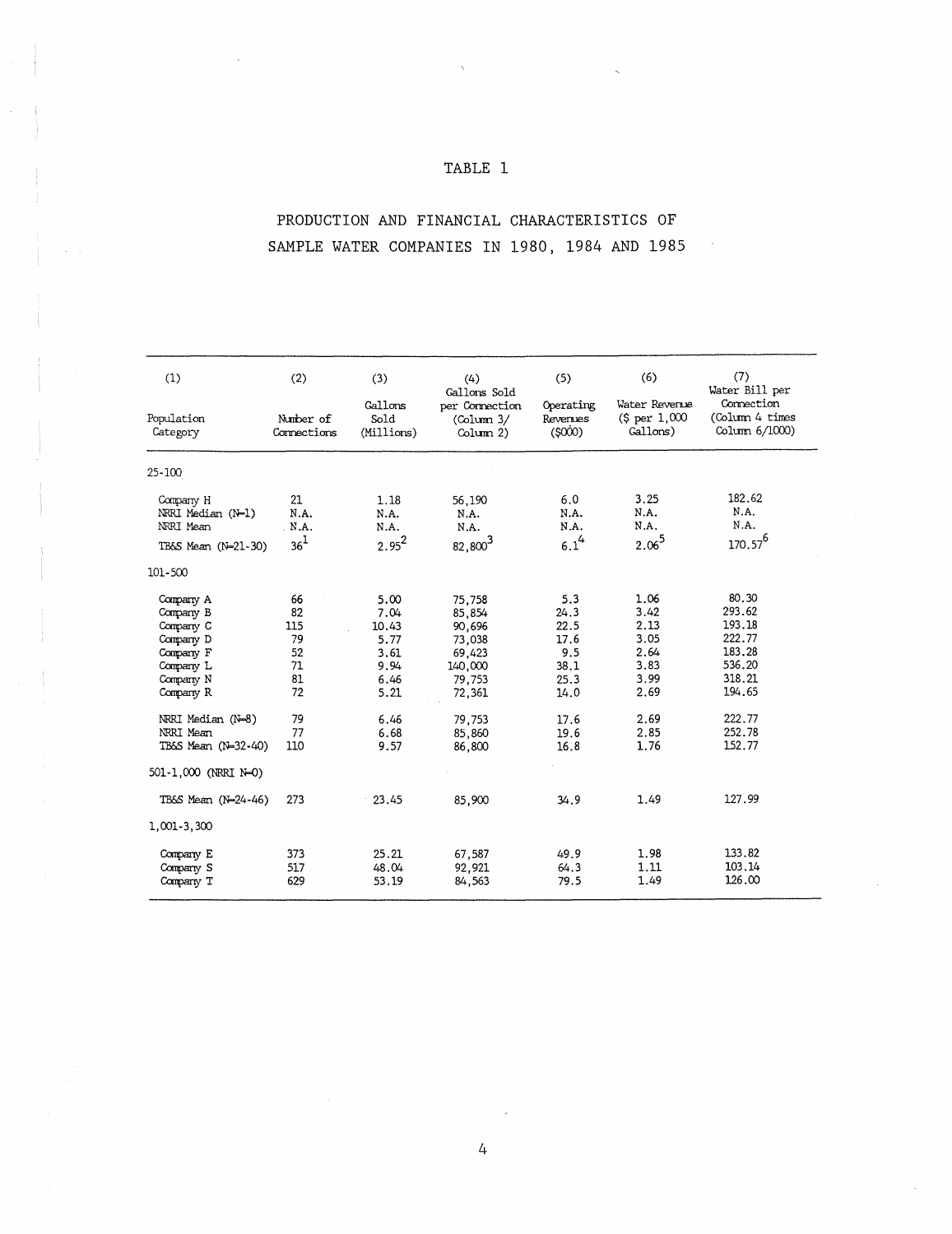# TABLE 1

## PRODUCTION AND FINANCIAL CHARACTERISTICS OF SAMPLE WATER COMPANIES IN 1980, 1984 AND 1985

| (1) Population Category | (2) Number of Connections | (3) Gallons Sold (Millions) | (4) Gallons Sold per Connection (Column 3/ Column 2) | (5) Operating Revenues ($000) | (6) Water Revenue ($ per 1,000 Gallons) | (7) Water Bill per Connection (Column 4 times Column 6/1000) |
|---|---|---|---|---|---|---|
| 25-100 | | | | | | |
| Company H | 21 | 1.18 | 56,190 | 6.0 | 3.25 | 182.62 |
| NRRI Median (N=1) | N.A. | N.A. | N.A. | N.A. | N.A. | N.A. |
| NRRI Mean | N.A. | N.A. | N.A. | N.A. | N.A. | N.A. |
| TB&S Mean (N=21-30) | 36[1] | 2.95[2] | 82,800[3] | 6.1[4] | 2.06[5] | 170.57[6] |
| 101-500 | | | | | | |
| Company A | 66 | 5.00 | 75,758 | 5.3 | 1.06 | 80.30 |
| Company B | 82 | 7.04 | 85,854 | 24.3 | 3.42 | 293.62 |
| Company C | 115 | 10.43 | 90,696 | 22.5 | 2.13 | 193.18 |
| Company D | 79 | 5.77 | 73,038 | 17.6 | 3.05 | 222.77 |
| Company F | 52 | 3.61 | 69,423 | 9.5 | 2.64 | 183.28 |
| Company L | 71 | 9.94 | 140,000 | 38.1 | 3.83 | 536.20 |
| Company N | 81 | 6.46 | 79,753 | 25.3 | 3.99 | 318.21 |
| Company R | 72 | 5.21 | 72,361 | 14.0 | 2.69 | 194.65 |
| NRRI Median (N=8) | 79 | 6.46 | 79,753 | 17.6 | 2.69 | 222.77 |
| NRRI Mean | 77 | 6.68 | 85,860 | 19.6 | 2.85 | 252.78 |
| TB&S Mean (N=32-40) | 110 | 9.57 | 86,800 | 16.8 | 1.76 | 152.77 |
| 501-1,000 (NRRI N=0) | | | | | | |
| TB&S Mean (N=24-46) | 273 | 23.45 | 85,900 | 34.9 | 1.49 | 127.99 |
| 1,001-3,300 | | | | | | |
| Company E | 373 | 25.21 | 67,587 | 49.9 | 1.98 | 133.82 |
| Company S | 517 | 48.04 | 92,921 | 64.3 | 1.11 | 103.14 |
| Company T | 629 | 53.19 | 84,563 | 79.5 | 1.49 | 126.00 |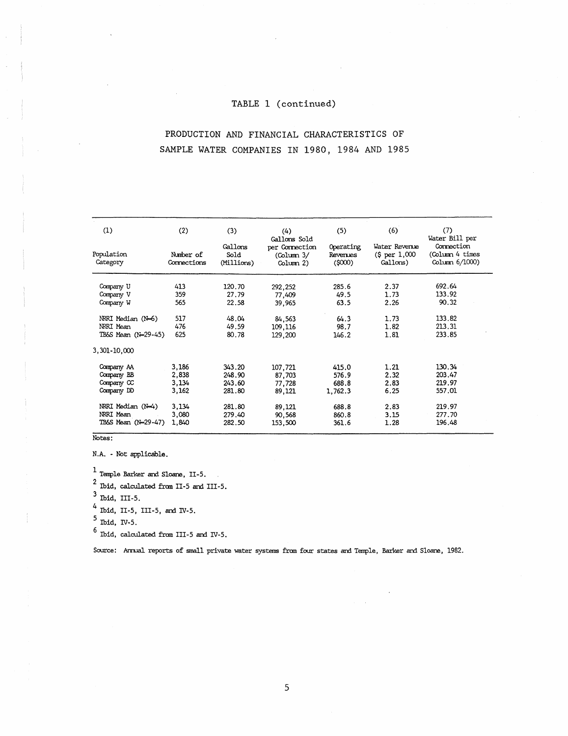TABLE 1 (continued)

PRODUCTION AND FINANCIAL CHARACTERISTICS OF SAMPLE WATER COMPANIES IN 1980, 1984 AND 1985

| (1) Population Category | (2) Number of Connections | (3) Gallons Sold (Millions) | (4) Gallons Sold per Connection (Column 3/ Column 2) | (5) Operating Revenues ($000) | (6) Water Revenue ($ per 1,000 Gallons) | (7) Water Bill per Connection (Column 4 times Column 6/1000) |
|---|---|---|---|---|---|---|
| Company U | 413 | 120.70 | 292,252 | 285.6 | 2.37 | 692.64 |
| Company V | 359 | 27.79 | 77,409 | 49.5 | 1.73 | 133.92 |
| Company W | 565 | 22.58 | 39,965 | 63.5 | 2.26 | 90.32 |
| NRRI Median (N=6) | 517 | 48.04 | 84,563 | 64.3 | 1.73 | 133.82 |
| NRRI Mean | 476 | 49.59 | 109,116 | 98.7 | 1.82 | 213.31 |
| TB&S Mean (N=29-45) | 625 | 80.78 | 129,200 | 146.2 | 1.81 | 233.85 |
| 3,301-10,000 | | | | | | |
| Company AA | 3,186 | 343.20 | 107,721 | 415.0 | 1.21 | 130.34 |
| Company BB | 2,838 | 248.90 | 87,703 | 576.9 | 2.32 | 203.47 |
| Company CC | 3,134 | 243.60 | 77,728 | 688.8 | 2.83 | 219.97 |
| Company DD | 3,162 | 281.80 | 89,121 | 1,762.3 | 6.25 | 557.01 |
| NRRI Median (N=4) | 3,134 | 281.80 | 89,121 | 688.8 | 2.83 | 219.97 |
| NRRI Mean | 3,080 | 279.40 | 90,568 | 860.8 | 3.15 | 277.70 |
| TB&S Mean (N=29-47) | 1,840 | 282.50 | 153,500 | 361.6 | 1.28 | 196.48 |

Notes:

N.A. - Not applicable.

[1] Temple Barker and Sloane, II-5.

[2] Ibid, calculated from II-5 and III-5.

[3] Ibid, III-5.

[4] Ibid, II-5, III-5, and IV-5.

[5] Ibid, IV-5.

[6] Ibid, calculated from III-5 and IV-5.

Source: Annual reports of small private water systems from four states and Temple, Barker and Sloane, 1982.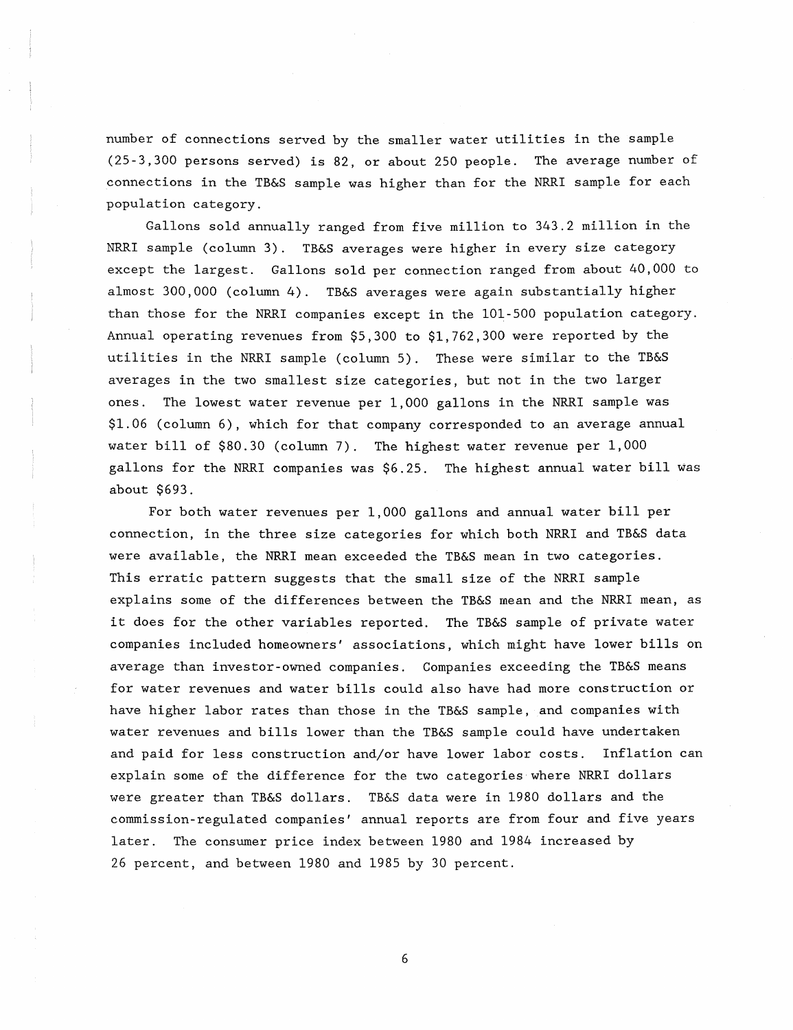number of connections served by the smaller water utilities in the sample (25-3,300 persons served) is 82, or about 250 people. The average number of connections in the TB&S sample was higher than for the NRRI sample for each population category.

Gallons sold annually ranged from five million to 343.2 million in the NRRI sample (column 3). TB&S averages were higher in every size category except the largest. Gallons sold per connection ranged from about 40,000 to almost 300,000 (column 4). TB&S averages were again substantially higher than those for the NRRI companies except in the 101-500 population category. Annual operating revenues from $5,300 to $1,762,300 were reported by the utilities in the NRRI sample (column 5). These were similar to the TB&S averages in the two smallest size categories, but not in the two larger ones. The lowest water revenue per 1,000 gallons in the NRRI sample was $1.06 (column 6), which for that company corresponded to an average annual water bill of $80.30 (column 7). The highest water revenue per 1,000 gallons for the NRRI companies was $6.25. The highest annual water bill was about $693.

For both water revenues per 1,000 gallons and annual water bill per connection, in the three size categories for which both NRRI and TB&S data were available, the NRRI mean exceeded the TB&S mean in two categories. This erratic pattern suggests that the small size of the NRRI sample explains some of the differences between the TB&S mean and the NRRI mean, as it does for the other variables reported. The TB&S sample of private water companies included homeowners' associations, which might have lower bills on average than investor-owned companies. Companies exceeding the TB&S means for water revenues and water bills could also have had more construction or have higher labor rates than those in the TB&S sample, and companies with water revenues and bills lower than the TB&S sample could have undertaken and paid for less construction and/or have lower labor costs. Inflation can explain some of the difference for the two categories where NRRI dollars were greater than TB&S dollars. TB&S data were in 1980 dollars and the commission-regulated companies' annual reports are from four and five years later. The consumer price index between 1980 and 1984 increased by 26 percent, and between 1980 and 1985 by 30 percent.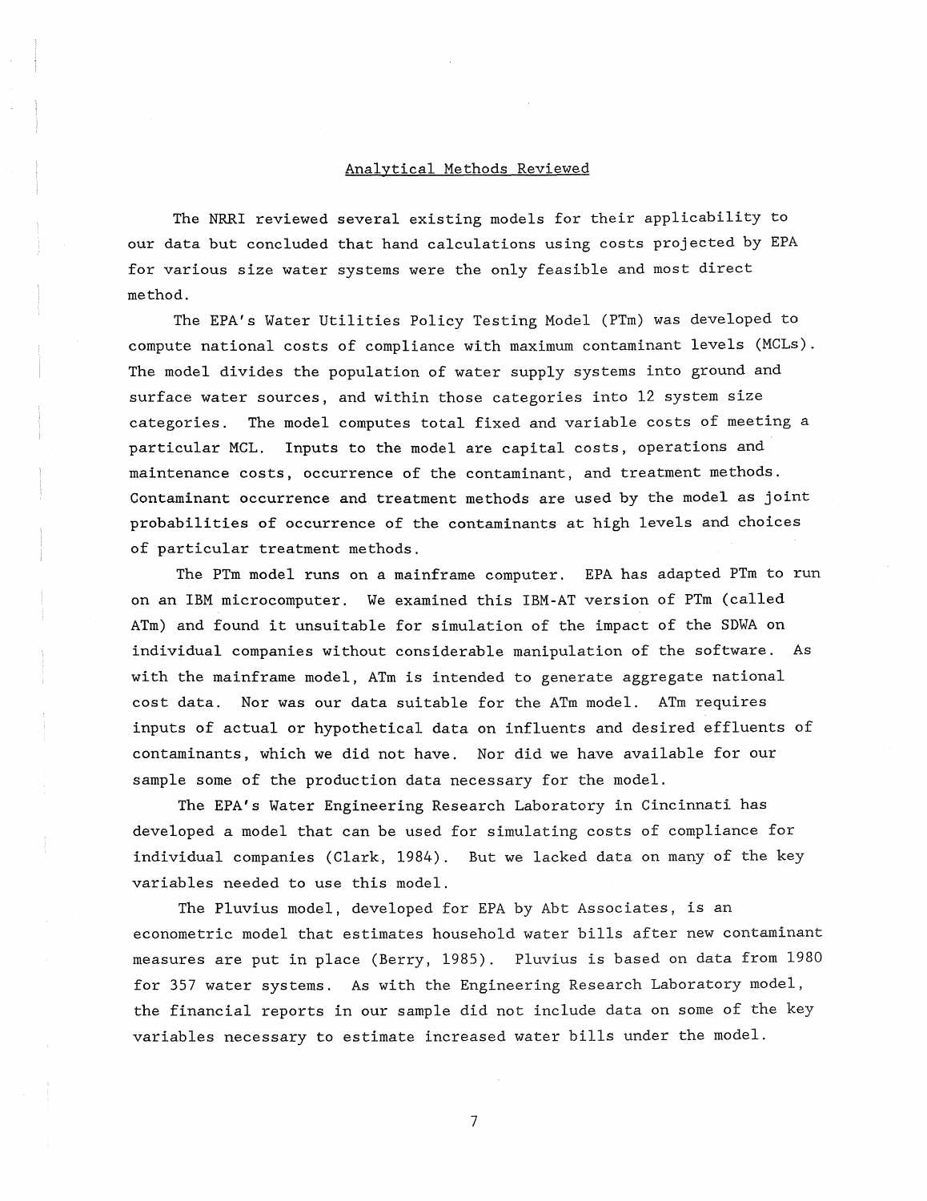## Analytical Methods Reviewed

The NRRI reviewed several existing models for their applicability to our data but concluded that hand calculations using costs projected by EPA for various size water systems were the only feasible and most direct method.

The EPA's Water Utilities Policy Testing Model (PTm) was developed to compute national costs of compliance with maximum contaminant levels (MCLs). The model divides the population of water supply systems into ground and surface water sources, and within those categories into 12 system size categories. The model computes total fixed and variable costs of meeting a particular MCL. Inputs to the model are capital costs, operations and maintenance costs, occurrence of the contaminant, and treatment methods. Contaminant occurrence and treatment methods are used by the model as joint probabilities of occurrence of the contaminants at high levels and choices of particular treatment methods.

The PTm model runs on a mainframe computer. EPA has adapted PTm to run on an IBM microcomputer. We examined this IBM-AT version of PTm (called ATm) and found it unsuitable for simulation of the impact of the SDWA on individual companies without considerable manipulation of the software. As with the mainframe model, ATm is intended to generate aggregate national cost data. Nor was our data suitable for the ATm model. ATm requires inputs of actual or hypothetical data on influents and desired effluents of contaminants, which we did not have. Nor did we have available for our sample some of the production data necessary for the model.

The EPA's Water Engineering Research Laboratory in Cincinnati has developed a model that can be used for simulating costs of compliance for individual companies (Clark, 1984). But we lacked data on many of the key variables needed to use this model.

The Pluvius model, developed for EPA by Abt Associates, is an econometric model that estimates household water bills after new contaminant measures are put in place (Berry, 1985). Pluvius is based on data from 1980 for 357 water systems. As with the Engineering Research Laboratory model, the financial reports in our sample did not include data on some of the key variables necessary to estimate increased water bills under the model.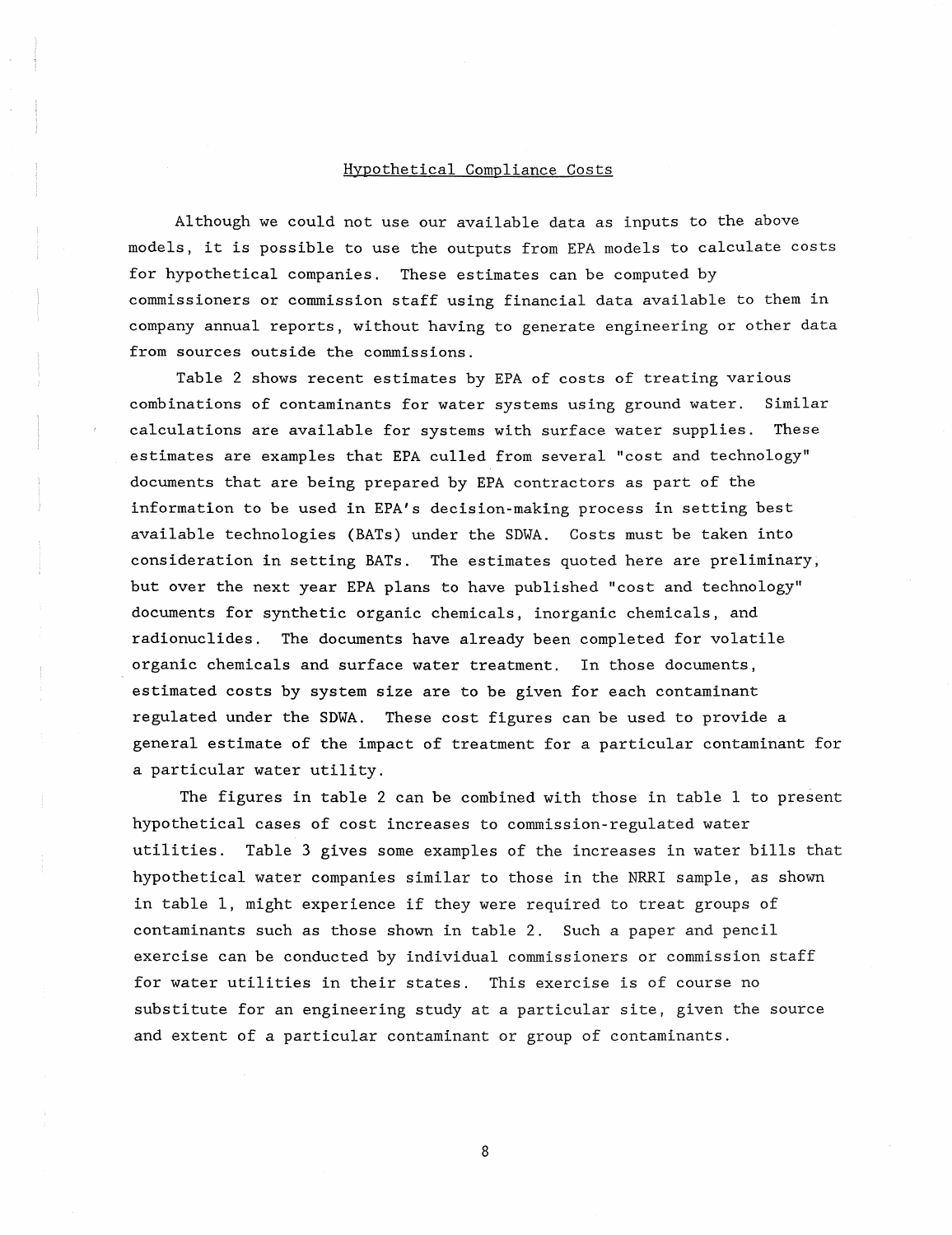## Hypothetical Compliance Costs

Although we could not use our available data as inputs to the above models, it is possible to use the outputs from EPA models to calculate costs for hypothetical companies. These estimates can be computed by commissioners or commission staff using financial data available to them in company annual reports, without having to generate engineering or other data from sources outside the commissions.

Table 2 shows recent estimates by EPA of costs of treating various combinations of contaminants for water systems using ground water. Similar calculations are available for systems with surface water supplies. These estimates are examples that EPA culled from several "cost and technology" documents that are being prepared by EPA contractors as part of the information to be used in EPA's decision-making process in setting best available technologies (BATs) under the SDWA. Costs must be taken into consideration in setting BATs. The estimates quoted here are preliminary, but over the next year EPA plans to have published "cost and technology" documents for synthetic organic chemicals, inorganic chemicals, and radionuclides. The documents have already been completed for volatile organic chemicals and surface water treatment. In those documents, estimated costs by system size are to be given for each contaminant regulated under the SDWA. These cost figures can be used to provide a general estimate of the impact of treatment for a particular contaminant for a particular water utility.

The figures in table 2 can be combined with those in table 1 to present hypothetical cases of cost increases to commission-regulated water utilities. Table 3 gives some examples of the increases in water bills that hypothetical water companies similar to those in the NRRI sample, as shown in table 1, might experience if they were required to treat groups of contaminants such as those shown in table 2. Such a paper and pencil exercise can be conducted by individual commissioners or commission staff for water utilities in their states. This exercise is of course no substitute for an engineering study at a particular site, given the source and extent of a particular contaminant or group of contaminants.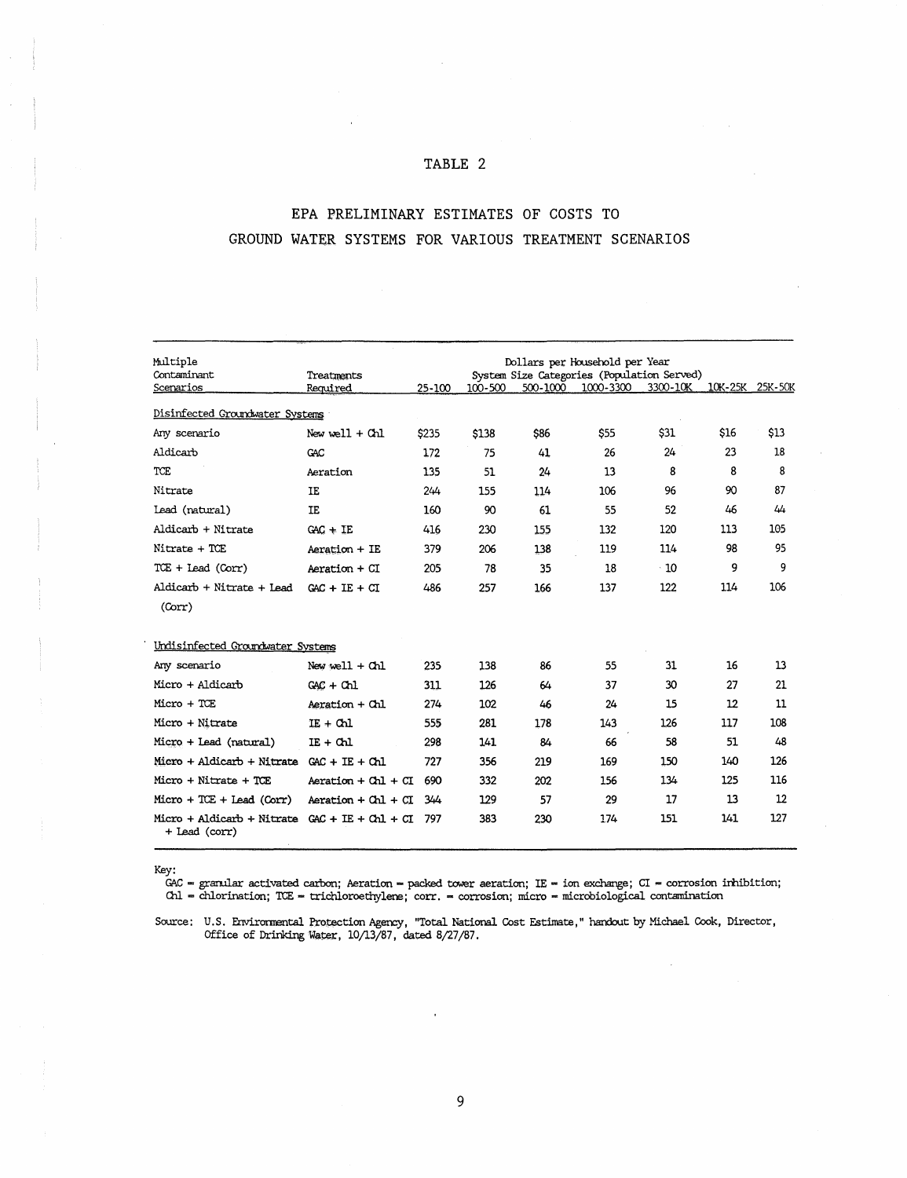# TABLE 2

## EPA PRELIMINARY ESTIMATES OF COSTS TO GROUND WATER SYSTEMS FOR VARIOUS TREATMENT SCENARIOS

| Multiple Contaminant Scenarios | Treatments Required | Dollars per Household per Year | | | | | | |
|---|---|---|---|---|---|---|---|---|
| | | System Size Categories (Population Served) | | | | | | |
| | | 25-100 | 100-500 | 500-1000 | 1000-3300 | 3300-10K | 10K-25K | 25K-50K |
| Disinfected Groundwater Systems | | | | | | | | |
| Any scenario | New well + Chl | $235 | $138 | $86 | $55 | $31 | $16 | $13 |
| Aldicarb | GAC | 172 | 75 | 41 | 26 | 24 | 23 | 18 |
| TCE | Aeration | 135 | 51 | 24 | 13 | 8 | 8 | 8 |
| Nitrate | IE | 244 | 155 | 114 | 106 | 96 | 90 | 87 |
| Lead (natural) | IE | 160 | 90 | 61 | 55 | 52 | 46 | 44 |
| Aldicarb + Nitrate | GAC + IE | 416 | 230 | 155 | 132 | 120 | 113 | 105 |
| Nitrate + TCE | Aeration + IE | 379 | 206 | 138 | 119 | 114 | 98 | 95 |
| TCE + Lead (Corr) | Aeration + CI | 205 | 78 | 35 | 18 | 10 | 9 | 9 |
| Aldicarb + Nitrate + Lead (Corr) | GAC + IE + CI | 486 | 257 | 166 | 137 | 122 | 114 | 106 |
| Undisinfected Groundwater Systems | | | | | | | | |
| Any scenario | New well + Chl | 235 | 138 | 86 | 55 | 31 | 16 | 13 |
| Micro + Aldicarb | GAC + Chl | 311 | 126 | 64 | 37 | 30 | 27 | 21 |
| Micro + TCE | Aeration + Chl | 274 | 102 | 46 | 24 | 15 | 12 | 11 |
| Micro + Nitrate | IE + Chl | 555 | 281 | 178 | 143 | 126 | 117 | 108 |
| Micro + Lead (natural) | IE + Chl | 298 | 141 | 84 | 66 | 58 | 51 | 48 |
| Micro + Aldicarb + Nitrate | GAC + IE + Chl | 727 | 356 | 219 | 169 | 150 | 140 | 126 |
| Micro + Nitrate + TCE | Aeration + Chl + CI | 690 | 332 | 202 | 156 | 134 | 125 | 116 |
| Micro + TCE + Lead (Corr) | Aeration + Chl + CI | 344 | 129 | 57 | 29 | 17 | 13 | 12 |
| Micro + Aldicarb + Nitrate + Lead (corr) | GAC + IE + Chl + CI | 797 | 383 | 230 | 174 | 151 | 141 | 127 |

Key:
GAC = granular activated carbon; Aeration = packed tower aeration; IE = ion exchange; CI = corrosion inhibition; Chl = chlorination; TCE = trichloroethylene; corr. = corrosion; micro = microbiological contamination

Source: U.S. Environmental Protection Agency, "Total National Cost Estimate," handout by Michael Cook, Director, Office of Drinking Water, 10/13/87, dated 8/27/87.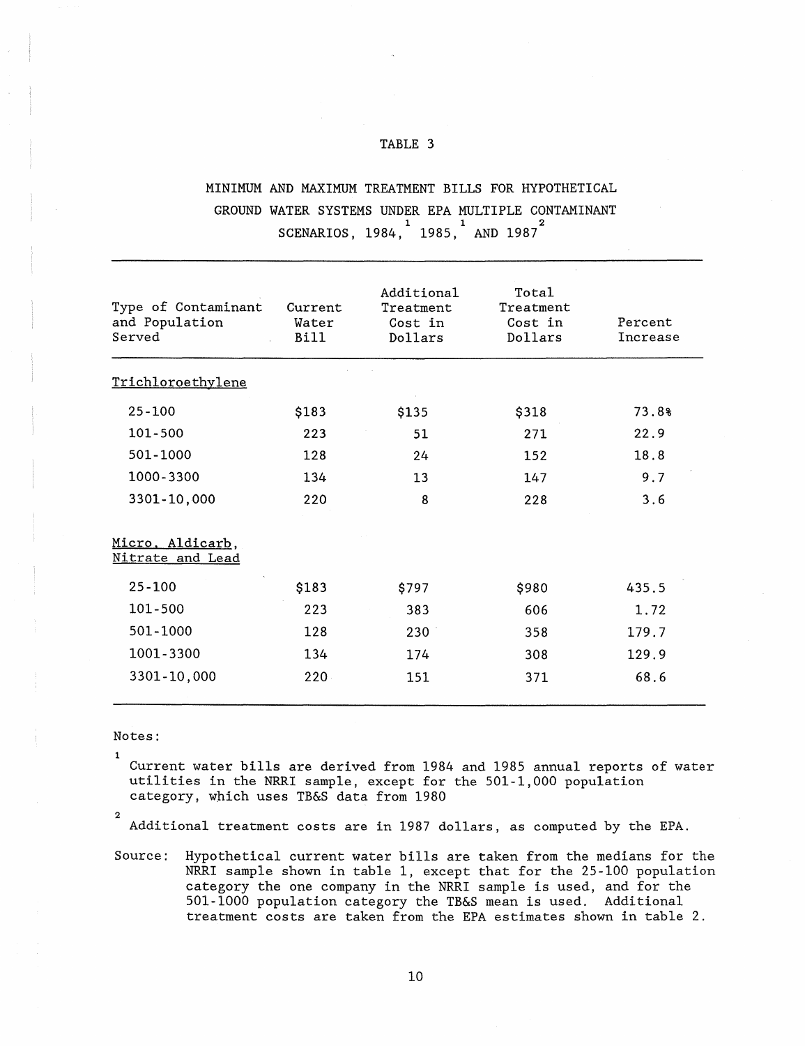TABLE 3

MINIMUM AND MAXIMUM TREATMENT BILLS FOR HYPOTHETICAL GROUND WATER SYSTEMS UNDER EPA MULTIPLE CONTAMINANT SCENARIOS, 1984,[1] 1985,[1] AND 1987[2]

| Type of Contaminant and Population Served | Current Water Bill | Additional Treatment Cost in Dollars | Total Treatment Cost in Dollars | Percent Increase |
|---|---|---|---|---|
| Trichloroethylene | | | | |
| 25-100 | $183 | $135 | $318 | 73.8% |
| 101-500 | 223 | 51 | 271 | 22.9 |
| 501-1000 | 128 | 24 | 152 | 18.8 |
| 1000-3300 | 134 | 13 | 147 | 9.7 |
| 3301-10,000 | 220 | 8 | 228 | 3.6 |
| Micro, Aldicarb, Nitrate and Lead | | | | |
| 25-100 | $183 | $797 | $980 | 435.5 |
| 101-500 | 223 | 383 | 606 | 1.72 |
| 501-1000 | 128 | 230 | 358 | 179.7 |
| 1001-3300 | 134 | 174 | 308 | 129.9 |
| 3301-10,000 | 220 | 151 | 371 | 68.6 |

Notes:

[1] Current water bills are derived from 1984 and 1985 annual reports of water utilities in the NRRI sample, except for the 501-1,000 population category, which uses TB&S data from 1980

[2] Additional treatment costs are in 1987 dollars, as computed by the EPA.

Source: Hypothetical current water bills are taken from the medians for the NRRI sample shown in table 1, except that for the 25-100 population category the one company in the NRRI sample is used, and for the 501-1000 population category the TB&S mean is used. Additional treatment costs are taken from the EPA estimates shown in table 2.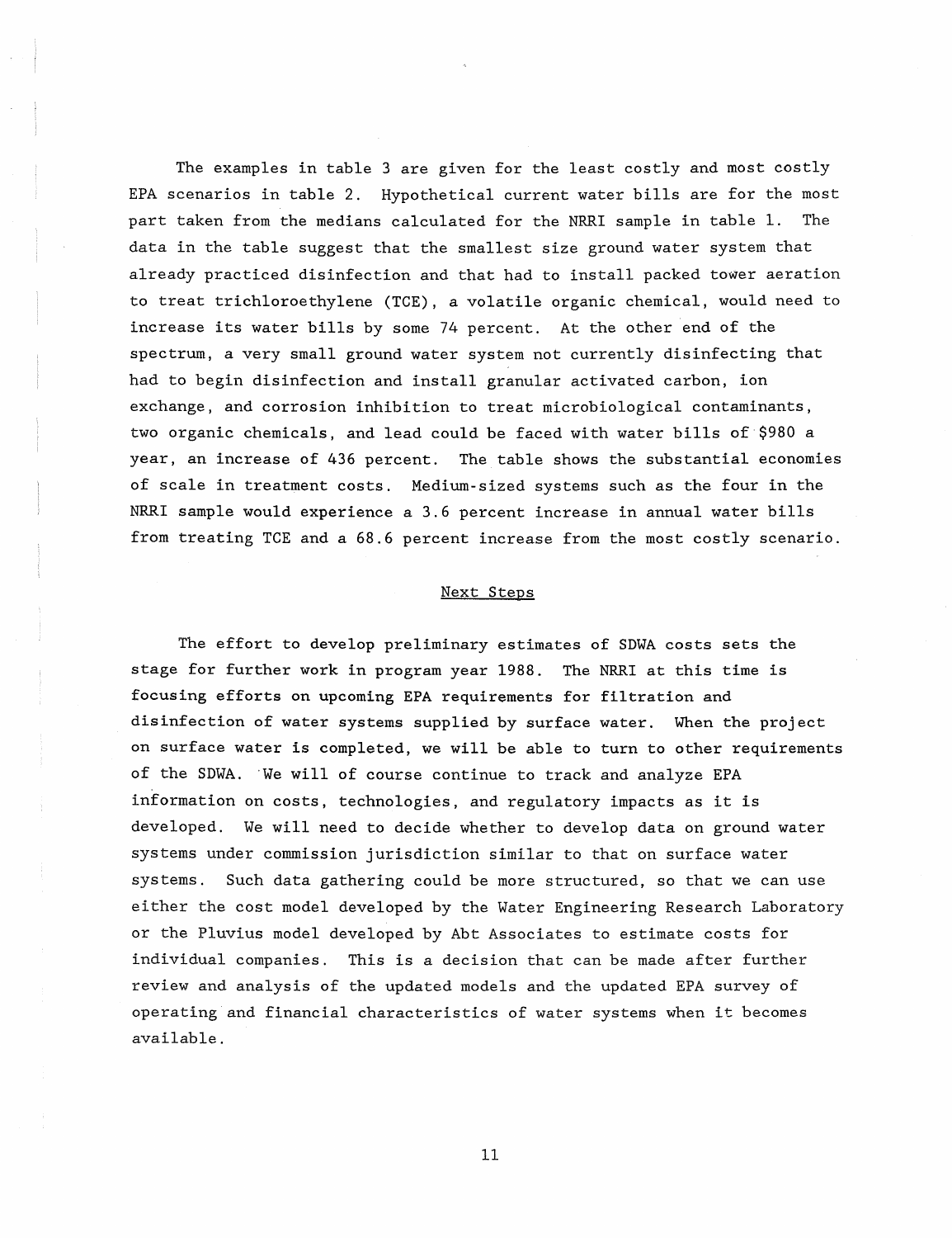The examples in table 3 are given for the least costly and most costly EPA scenarios in table 2. Hypothetical current water bills are for the most part taken from the medians calculated for the NRRI sample in table 1. The data in the table suggest that the smallest size ground water system that already practiced disinfection and that had to install packed tower aeration to treat trichloroethylene (TCE), a volatile organic chemical, would need to increase its water bills by some 74 percent. At the other end of the spectrum, a very small ground water system not currently disinfecting that had to begin disinfection and install granular activated carbon, ion exchange, and corrosion inhibition to treat microbiological contaminants, two organic chemicals, and lead could be faced with water bills of $980 a year, an increase of 436 percent. The table shows the substantial economies of scale in treatment costs. Medium-sized systems such as the four in the NRRI sample would experience a 3.6 percent increase in annual water bills from treating TCE and a 68.6 percent increase from the most costly scenario.

## Next Steps

The effort to develop preliminary estimates of SDWA costs sets the stage for further work in program year 1988. The NRRI at this time is focusing efforts on upcoming EPA requirements for filtration and disinfection of water systems supplied by surface water. When the project on surface water is completed, we will be able to turn to other requirements of the SDWA. We will of course continue to track and analyze EPA information on costs, technologies, and regulatory impacts as it is developed. We will need to decide whether to develop data on ground water systems under commission jurisdiction similar to that on surface water systems. Such data gathering could be more structured, so that we can use either the cost model developed by the Water Engineering Research Laboratory or the Pluvius model developed by Abt Associates to estimate costs for individual companies. This is a decision that can be made after further review and analysis of the updated models and the updated EPA survey of operating and financial characteristics of water systems when it becomes available.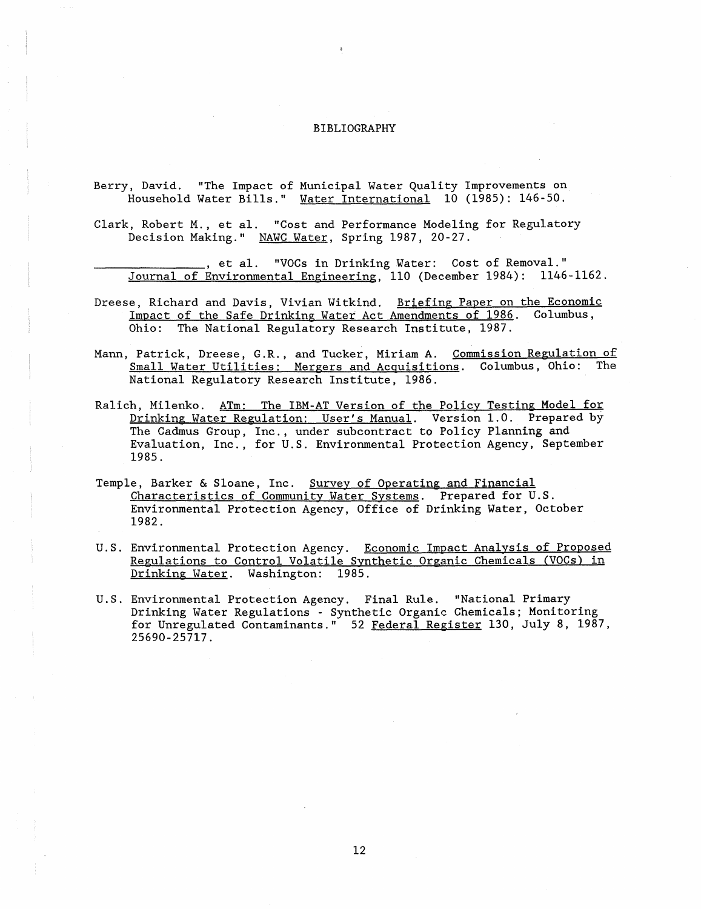# BIBLIOGRAPHY

Berry, David. "The Impact of Municipal Water Quality Improvements on Household Water Bills." Water International 10 (1985): 146-50.

Clark, Robert M., et al. "Cost and Performance Modeling for Regulatory Decision Making." NAWC Water, Spring 1987, 20-27.

\_\_\_\_\_\_\_\_\_\_\_\_\_\_\_\_, et al. "VOCs in Drinking Water: Cost of Removal." Journal of Environmental Engineering, 110 (December 1984): 1146-1162.

Dreese, Richard and Davis, Vivian Witkind. Briefing Paper on the Economic Impact of the Safe Drinking Water Act Amendments of 1986. Columbus, Ohio: The National Regulatory Research Institute, 1987.

Mann, Patrick, Dreese, G.R., and Tucker, Miriam A. Commission Regulation of Small Water Utilities: Mergers and Acquisitions. Columbus, Ohio: The National Regulatory Research Institute, 1986.

Ralich, Milenko. ATm: The IBM-AT Version of the Policy Testing Model for Drinking Water Regulation: User's Manual. Version 1.0. Prepared by The Cadmus Group, Inc., under subcontract to Policy Planning and Evaluation, Inc., for U.S. Environmental Protection Agency, September 1985.

Temple, Barker & Sloane, Inc. Survey of Operating and Financial Characteristics of Community Water Systems. Prepared for U.S. Environmental Protection Agency, Office of Drinking Water, October 1982.

U.S. Environmental Protection Agency. Economic Impact Analysis of Proposed Regulations to Control Volatile Synthetic Organic Chemicals (VOCs) in Drinking Water. Washington: 1985.

U.S. Environmental Protection Agency. Final Rule. "National Primary Drinking Water Regulations - Synthetic Organic Chemicals; Monitoring for Unregulated Contaminants." 52 Federal Register 130, July 8, 1987, 25690-25717.